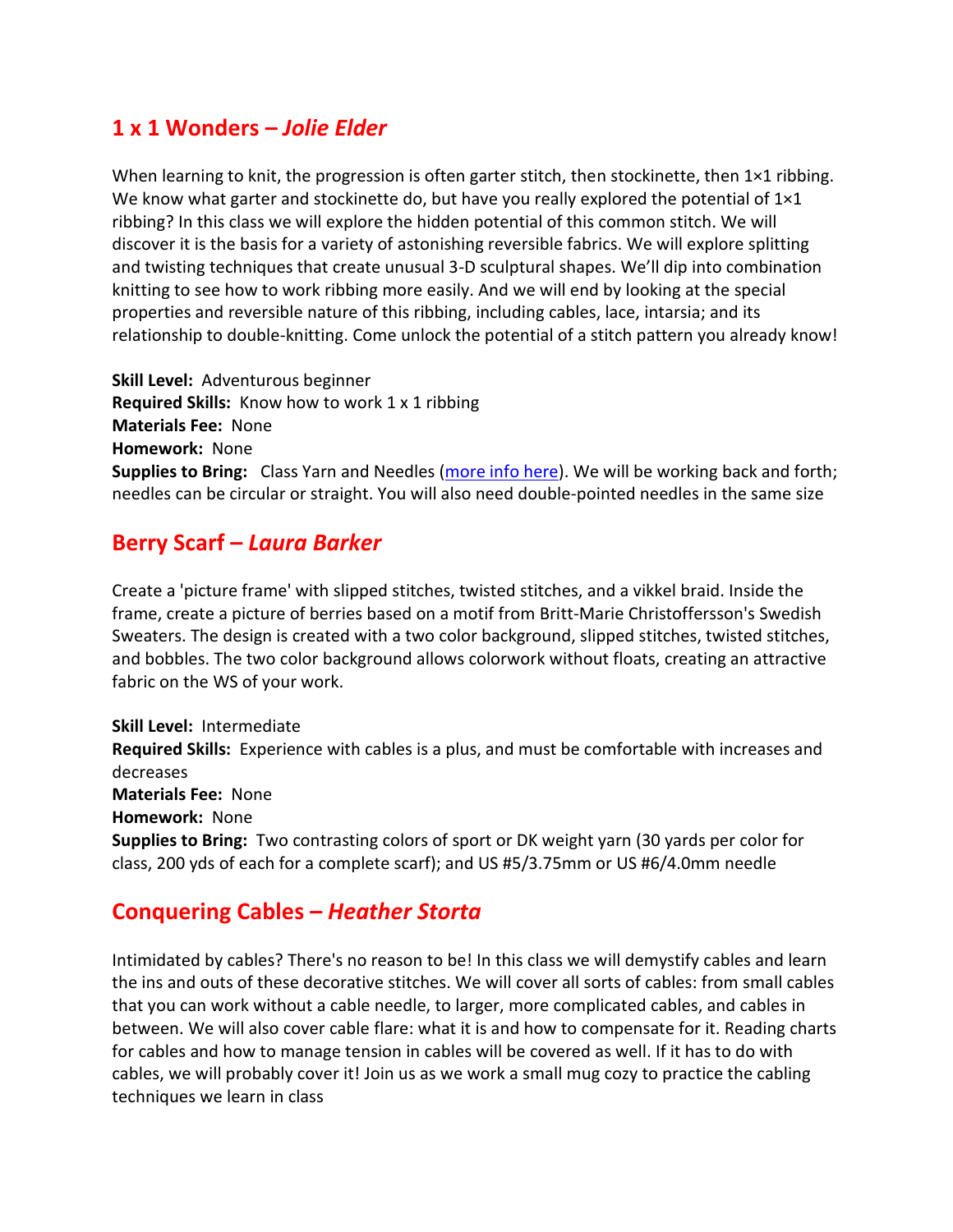## 1 x 1 Wonders – *Jolie Elder*

When learning to knit, the progression is often garter stitch, then stockinette, then 1×1 ribbing. We know what garter and stockinette do, but have you really explored the potential of 1×1 ribbing? In this class we will explore the hidden potential of this common stitch. We will discover it is the basis for a variety of astonishing reversible fabrics. We will explore splitting and twisting techniques that create unusual 3-D sculptural shapes. We'll dip into combination knitting to see how to work ribbing more easily. And we will end by looking at the special properties and reversible nature of this ribbing, including cables, lace, intarsia; and its relationship to double-knitting. Come unlock the potential of a stitch pattern you already know!

**Skill Level:** Adventurous beginner
**Required Skills:** Know how to work 1 x 1 ribbing
**Materials Fee:** None
**Homework:** None
**Supplies to Bring:** Class Yarn and Needles (more info here). We will be working back and forth; needles can be circular or straight. You will also need double-pointed needles in the same size

## Berry Scarf – *Laura Barker*

Create a 'picture frame' with slipped stitches, twisted stitches, and a vikkel braid. Inside the frame, create a picture of berries based on a motif from Britt-Marie Christoffersson's Swedish Sweaters. The design is created with a two color background, slipped stitches, twisted stitches, and bobbles. The two color background allows colorwork without floats, creating an attractive fabric on the WS of your work.

**Skill Level:** Intermediate
**Required Skills:** Experience with cables is a plus, and must be comfortable with increases and decreases
**Materials Fee:** None
**Homework:** None
**Supplies to Bring:** Two contrasting colors of sport or DK weight yarn (30 yards per color for class, 200 yds of each for a complete scarf); and US #5/3.75mm or US #6/4.0mm needle

## Conquering Cables – *Heather Storta*

Intimidated by cables? There's no reason to be! In this class we will demystify cables and learn the ins and outs of these decorative stitches. We will cover all sorts of cables: from small cables that you can work without a cable needle, to larger, more complicated cables, and cables in between. We will also cover cable flare: what it is and how to compensate for it. Reading charts for cables and how to manage tension in cables will be covered as well. If it has to do with cables, we will probably cover it! Join us as we work a small mug cozy to practice the cabling techniques we learn in class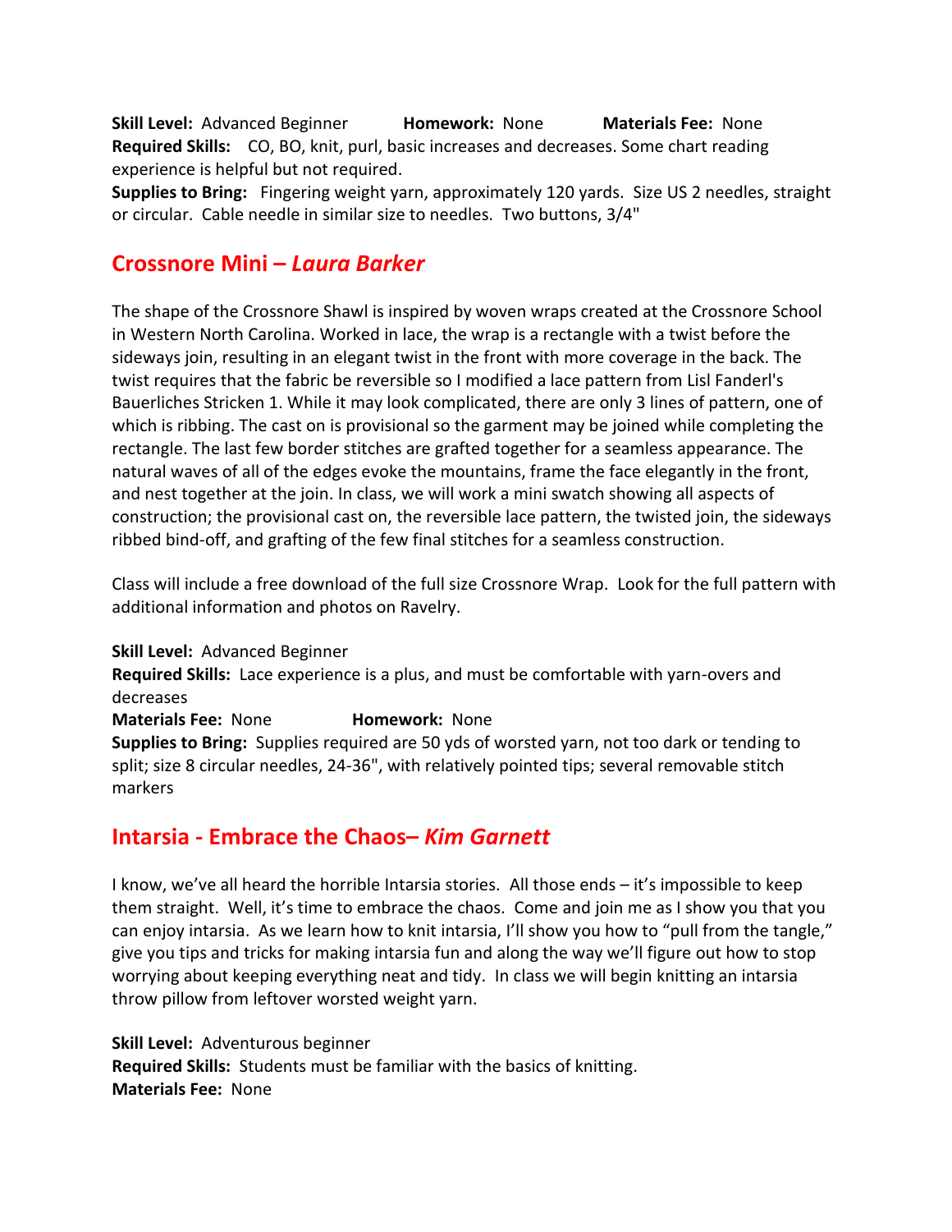**Skill Level:** Advanced Beginner **Homework:** None **Materials Fee:** None
**Required Skills:** CO, BO, knit, purl, basic increases and decreases. Some chart reading experience is helpful but not required.
**Supplies to Bring:** Fingering weight yarn, approximately 120 yards. Size US 2 needles, straight or circular. Cable needle in similar size to needles. Two buttons, 3/4"

## Crossnore Mini – *Laura Barker*

The shape of the Crossnore Shawl is inspired by woven wraps created at the Crossnore School in Western North Carolina. Worked in lace, the wrap is a rectangle with a twist before the sideways join, resulting in an elegant twist in the front with more coverage in the back. The twist requires that the fabric be reversible so I modified a lace pattern from Lisl Fanderl's Bauerliches Stricken 1. While it may look complicated, there are only 3 lines of pattern, one of which is ribbing. The cast on is provisional so the garment may be joined while completing the rectangle. The last few border stitches are grafted together for a seamless appearance. The natural waves of all of the edges evoke the mountains, frame the face elegantly in the front, and nest together at the join. In class, we will work a mini swatch showing all aspects of construction; the provisional cast on, the reversible lace pattern, the twisted join, the sideways ribbed bind-off, and grafting of the few final stitches for a seamless construction.

Class will include a free download of the full size Crossnore Wrap. Look for the full pattern with additional information and photos on Ravelry.

**Skill Level:** Advanced Beginner
**Required Skills:** Lace experience is a plus, and must be comfortable with yarn-overs and decreases
**Materials Fee:** None **Homework:** None
**Supplies to Bring:** Supplies required are 50 yds of worsted yarn, not too dark or tending to split; size 8 circular needles, 24-36", with relatively pointed tips; several removable stitch markers

## Intarsia - Embrace the Chaos– *Kim Garnett*

I know, we've all heard the horrible Intarsia stories. All those ends – it's impossible to keep them straight. Well, it's time to embrace the chaos. Come and join me as I show you that you can enjoy intarsia. As we learn how to knit intarsia, I'll show you how to "pull from the tangle," give you tips and tricks for making intarsia fun and along the way we'll figure out how to stop worrying about keeping everything neat and tidy. In class we will begin knitting an intarsia throw pillow from leftover worsted weight yarn.

**Skill Level:** Adventurous beginner
**Required Skills:** Students must be familiar with the basics of knitting.
**Materials Fee:** None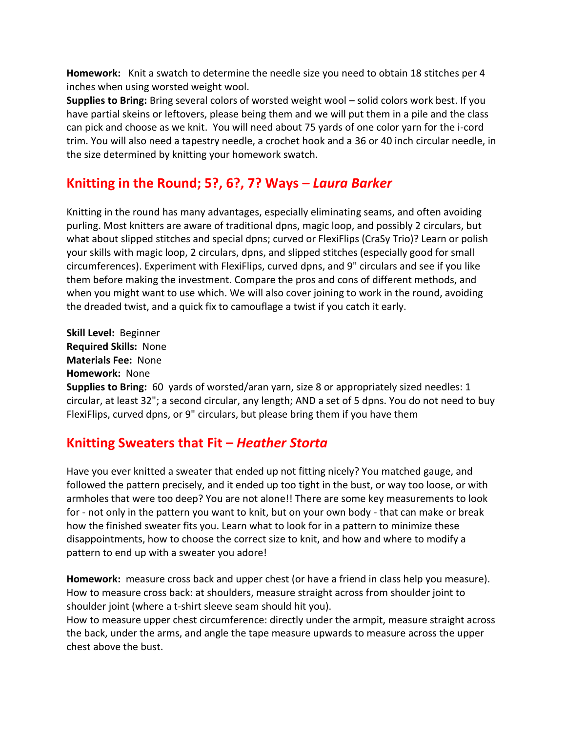**Homework:** Knit a swatch to determine the needle size you need to obtain 18 stitches per 4 inches when using worsted weight wool.

**Supplies to Bring:** Bring several colors of worsted weight wool – solid colors work best. If you have partial skeins or leftovers, please being them and we will put them in a pile and the class can pick and choose as we knit. You will need about 75 yards of one color yarn for the i-cord trim. You will also need a tapestry needle, a crochet hook and a 36 or 40 inch circular needle, in the size determined by knitting your homework swatch.

## Knitting in the Round; 5?, 6?, 7? Ways – *Laura Barker*

Knitting in the round has many advantages, especially eliminating seams, and often avoiding purling. Most knitters are aware of traditional dpns, magic loop, and possibly 2 circulars, but what about slipped stitches and special dpns; curved or FlexiFlips (CraSy Trio)? Learn or polish your skills with magic loop, 2 circulars, dpns, and slipped stitches (especially good for small circumferences). Experiment with FlexiFlips, curved dpns, and 9" circulars and see if you like them before making the investment. Compare the pros and cons of different methods, and when you might want to use which. We will also cover joining to work in the round, avoiding the dreaded twist, and a quick fix to camouflage a twist if you catch it early.

**Skill Level:** Beginner
**Required Skills:** None
**Materials Fee:** None
**Homework:** None
**Supplies to Bring:** 60 yards of worsted/aran yarn, size 8 or appropriately sized needles: 1 circular, at least 32"; a second circular, any length; AND a set of 5 dpns. You do not need to buy FlexiFlips, curved dpns, or 9" circulars, but please bring them if you have them

## Knitting Sweaters that Fit – *Heather Storta*

Have you ever knitted a sweater that ended up not fitting nicely? You matched gauge, and followed the pattern precisely, and it ended up too tight in the bust, or way too loose, or with armholes that were too deep? You are not alone!! There are some key measurements to look for - not only in the pattern you want to knit, but on your own body - that can make or break how the finished sweater fits you. Learn what to look for in a pattern to minimize these disappointments, how to choose the correct size to knit, and how and where to modify a pattern to end up with a sweater you adore!

**Homework:** measure cross back and upper chest (or have a friend in class help you measure). How to measure cross back: at shoulders, measure straight across from shoulder joint to shoulder joint (where a t-shirt sleeve seam should hit you).
How to measure upper chest circumference: directly under the armpit, measure straight across the back, under the arms, and angle the tape measure upwards to measure across the upper chest above the bust.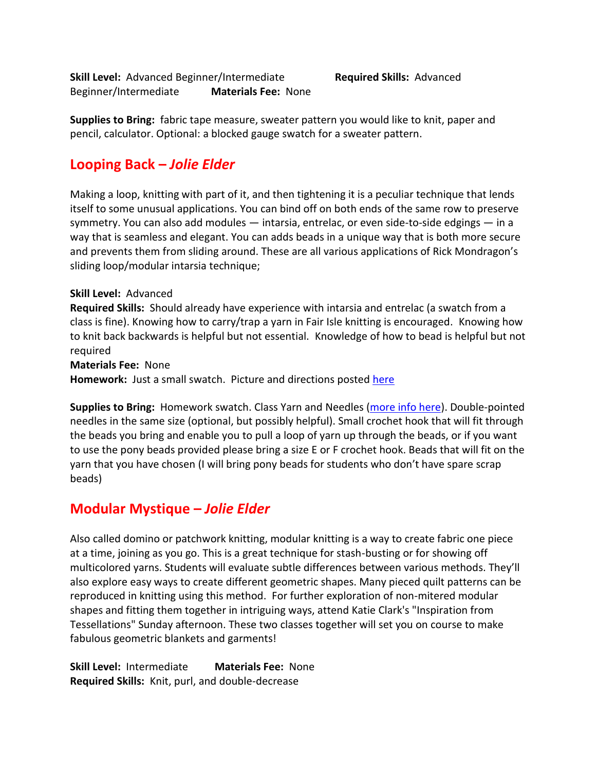**Skill Level:** Advanced Beginner/Intermediate **Required Skills:** Advanced Beginner/Intermediate **Materials Fee:** None

**Supplies to Bring:** fabric tape measure, sweater pattern you would like to knit, paper and pencil, calculator. Optional: a blocked gauge swatch for a sweater pattern.

## Looping Back – *Jolie Elder*

Making a loop, knitting with part of it, and then tightening it is a peculiar technique that lends itself to some unusual applications. You can bind off on both ends of the same row to preserve symmetry. You can also add modules — intarsia, entrelac, or even side-to-side edgings — in a way that is seamless and elegant. You can adds beads in a unique way that is both more secure and prevents them from sliding around. These are all various applications of Rick Mondragon's sliding loop/modular intarsia technique;

**Skill Level:** Advanced
**Required Skills:** Should already have experience with intarsia and entrelac (a swatch from a class is fine). Knowing how to carry/trap a yarn in Fair Isle knitting is encouraged. Knowing how to knit back backwards is helpful but not essential. Knowledge of how to bead is helpful but not required
**Materials Fee:** None
**Homework:** Just a small swatch. Picture and directions posted here

**Supplies to Bring:** Homework swatch. Class Yarn and Needles (more info here). Double-pointed needles in the same size (optional, but possibly helpful). Small crochet hook that will fit through the beads you bring and enable you to pull a loop of yarn up through the beads, or if you want to use the pony beads provided please bring a size E or F crochet hook. Beads that will fit on the yarn that you have chosen (I will bring pony beads for students who don't have spare scrap beads)

## Modular Mystique – *Jolie Elder*

Also called domino or patchwork knitting, modular knitting is a way to create fabric one piece at a time, joining as you go. This is a great technique for stash-busting or for showing off multicolored yarns. Students will evaluate subtle differences between various methods. They'll also explore easy ways to create different geometric shapes. Many pieced quilt patterns can be reproduced in knitting using this method. For further exploration of non-mitered modular shapes and fitting them together in intriguing ways, attend Katie Clark's "Inspiration from Tessellations" Sunday afternoon. These two classes together will set you on course to make fabulous geometric blankets and garments!

**Skill Level:** Intermediate **Materials Fee:** None
**Required Skills:** Knit, purl, and double-decrease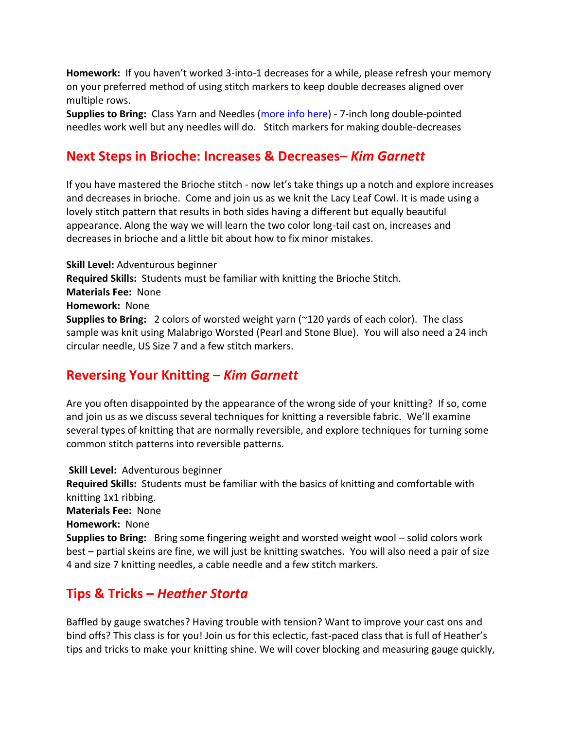**Homework:** If you haven't worked 3-into-1 decreases for a while, please refresh your memory on your preferred method of using stitch markers to keep double decreases aligned over multiple rows.
**Supplies to Bring:** Class Yarn and Needles (more info here) - 7-inch long double-pointed needles work well but any needles will do. Stitch markers for making double-decreases

## Next Steps in Brioche: Increases & Decreases– *Kim Garnett*

If you have mastered the Brioche stitch - now let's take things up a notch and explore increases and decreases in brioche. Come and join us as we knit the Lacy Leaf Cowl. It is made using a lovely stitch pattern that results in both sides having a different but equally beautiful appearance. Along the way we will learn the two color long-tail cast on, increases and decreases in brioche and a little bit about how to fix minor mistakes.

**Skill Level:** Adventurous beginner
**Required Skills:** Students must be familiar with knitting the Brioche Stitch.
**Materials Fee:** None
**Homework:** None
**Supplies to Bring:** 2 colors of worsted weight yarn (~120 yards of each color). The class sample was knit using Malabrigo Worsted (Pearl and Stone Blue). You will also need a 24 inch circular needle, US Size 7 and a few stitch markers.

## Reversing Your Knitting – *Kim Garnett*

Are you often disappointed by the appearance of the wrong side of your knitting? If so, come and join us as we discuss several techniques for knitting a reversible fabric. We'll examine several types of knitting that are normally reversible, and explore techniques for turning some common stitch patterns into reversible patterns.

**Skill Level:** Adventurous beginner
**Required Skills:** Students must be familiar with the basics of knitting and comfortable with knitting 1x1 ribbing.
**Materials Fee:** None
**Homework:** None
**Supplies to Bring:** Bring some fingering weight and worsted weight wool – solid colors work best – partial skeins are fine, we will just be knitting swatches. You will also need a pair of size 4 and size 7 knitting needles, a cable needle and a few stitch markers.

## Tips & Tricks – *Heather Storta*

Baffled by gauge swatches? Having trouble with tension? Want to improve your cast ons and bind offs? This class is for you! Join us for this eclectic, fast-paced class that is full of Heather's tips and tricks to make your knitting shine. We will cover blocking and measuring gauge quickly,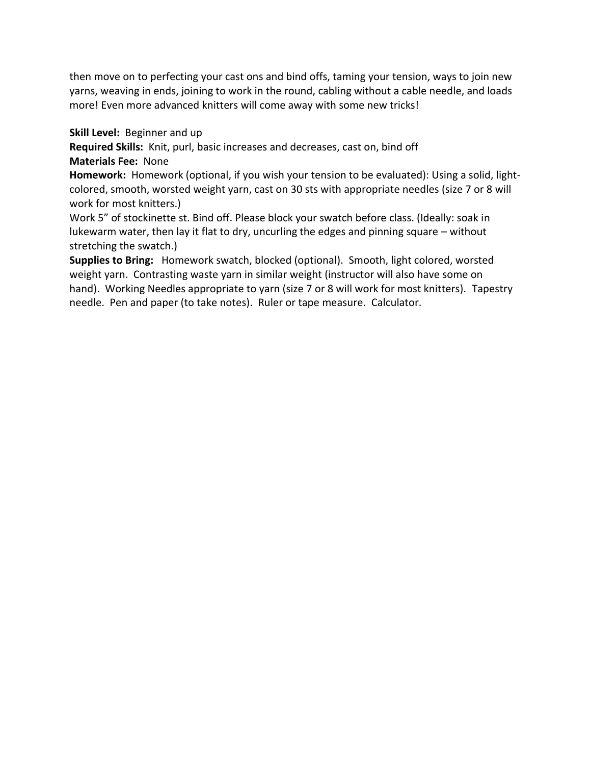then move on to perfecting your cast ons and bind offs, taming your tension, ways to join new yarns, weaving in ends, joining to work in the round, cabling without a cable needle, and loads more! Even more advanced knitters will come away with some new tricks!

**Skill Level:** Beginner and up
**Required Skills:** Knit, purl, basic increases and decreases, cast on, bind off
**Materials Fee:** None
**Homework:** Homework (optional, if you wish your tension to be evaluated): Using a solid, light-colored, smooth, worsted weight yarn, cast on 30 sts with appropriate needles (size 7 or 8 will work for most knitters.)
Work 5" of stockinette st. Bind off. Please block your swatch before class. (Ideally: soak in lukewarm water, then lay it flat to dry, uncurling the edges and pinning square – without stretching the swatch.)
**Supplies to Bring:** Homework swatch, blocked (optional). Smooth, light colored, worsted weight yarn. Contrasting waste yarn in similar weight (instructor will also have some on hand). Working Needles appropriate to yarn (size 7 or 8 will work for most knitters). Tapestry needle. Pen and paper (to take notes). Ruler or tape measure. Calculator.